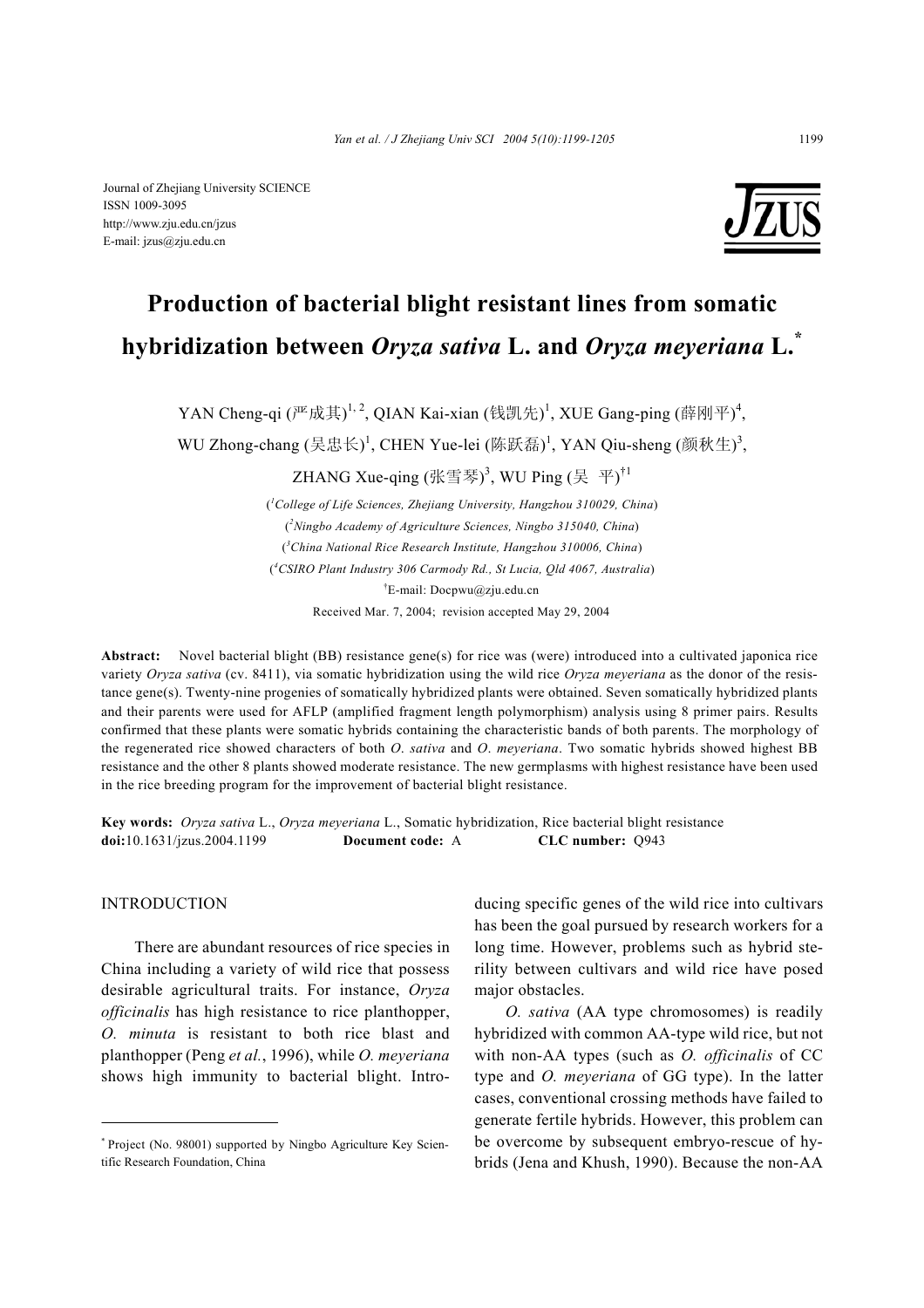Journal of Zhejiang University SCIENCE
ISSN 1009-3095
http://www.zju.edu.cn/jzus
E-mail: jzus@zju.edu.cn

# Production of bacterial blight resistant lines from somatic hybridization between *Oryza sativa* L. and *Oryza meyeriana* L.*

YAN Cheng-qi (严成其)[1,2], QIAN Kai-xian (钱凯先)[1], XUE Gang-ping (薛刚平)[4], WU Zhong-chang (吴忠长)[1], CHEN Yue-lei (陈跃磊)[1], YAN Qiu-sheng (颜秋生)[3], ZHANG Xue-qing (张雪琴)[3], WU Ping (吴 平)[†1]

([1]*College of Life Sciences, Zhejiang University, Hangzhou 310029, China*)

([2]*Ningbo Academy of Agriculture Sciences, Ningbo 315040, China*)

([3]*China National Rice Research Institute, Hangzhou 310006, China*)

([4]*CSIRO Plant Industry 306 Carmody Rd., St Lucia, Qld 4067, Australia*)

[†]E-mail: Docpwu@zju.edu.cn

Received Mar. 7, 2004; revision accepted May 29, 2004

**Abstract:** Novel bacterial blight (BB) resistance gene(s) for rice was (were) introduced into a cultivated japonica rice variety *Oryza sativa* (cv. 8411), via somatic hybridization using the wild rice *Oryza meyeriana* as the donor of the resistance gene(s). Twenty-nine progenies of somatically hybridized plants were obtained. Seven somatically hybridized plants and their parents were used for AFLP (amplified fragment length polymorphism) analysis using 8 primer pairs. Results confirmed that these plants were somatic hybrids containing the characteristic bands of both parents. The morphology of the regenerated rice showed characters of both *O. sativa* and *O. meyeriana*. Two somatic hybrids showed highest BB resistance and the other 8 plants showed moderate resistance. The new germplasms with highest resistance have been used in the rice breeding program for the improvement of bacterial blight resistance.

**Key words:** *Oryza sativa* L., *Oryza meyeriana* L., Somatic hybridization, Rice bacterial blight resistance

**doi:**10.1631/jzus.2004.1199 **Document code:** A **CLC number:** Q943

## INTRODUCTION

There are abundant resources of rice species in China including a variety of wild rice that possess desirable agricultural traits. For instance, *Oryza officinalis* has high resistance to rice planthopper, *O. minuta* is resistant to both rice blast and planthopper (Peng *et al.*, 1996), while *O. meyeriana* shows high immunity to bacterial blight. Introducing specific genes of the wild rice into cultivars has been the goal pursued by research workers for a long time. However, problems such as hybrid sterility between cultivars and wild rice have posed major obstacles.

*O. sativa* (AA type chromosomes) is readily hybridized with common AA-type wild rice, but not with non-AA types (such as *O. officinalis* of CC type and *O. meyeriana* of GG type). In the latter cases, conventional crossing methods have failed to generate fertile hybrids. However, this problem can be overcome by subsequent embryo-rescue of hybrids (Jena and Khush, 1990). Because the non-AA

---

* Project (No. 98001) supported by Ningbo Agriculture Key Scientific Research Foundation, China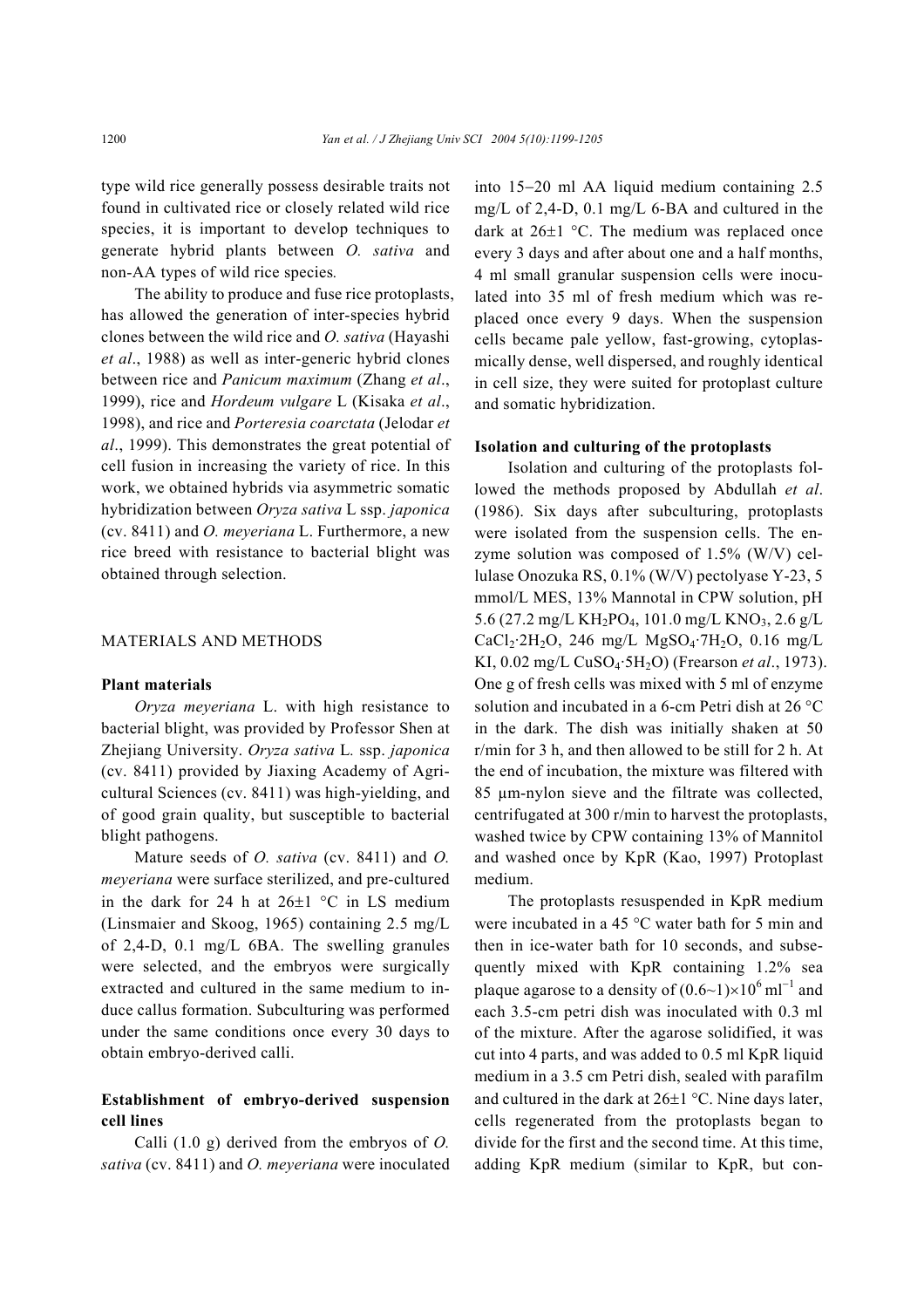type wild rice generally possess desirable traits not found in cultivated rice or closely related wild rice species, it is important to develop techniques to generate hybrid plants between *O. sativa* and non-AA types of wild rice species*.*

The ability to produce and fuse rice protoplasts, has allowed the generation of inter-species hybrid clones between the wild rice and *O. sativa* (Hayashi *et al*., 1988) as well as inter-generic hybrid clones between rice and *Panicum maximum* (Zhang *et al*., 1999), rice and *Hordeum vulgare* L (Kisaka *et al*., 1998), and rice and *Porteresia coarctata* (Jelodar *et al*., 1999). This demonstrates the great potential of cell fusion in increasing the variety of rice. In this work, we obtained hybrids via asymmetric somatic hybridization between *Oryza sativa* L ssp. *japonica* (cv. 8411) and *O. meyeriana* L. Furthermore, a new rice breed with resistance to bacterial blight was obtained through selection.

## MATERIALS AND METHODS

### Plant materials

*Oryza meyeriana* L. with high resistance to bacterial blight, was provided by Professor Shen at Zhejiang University. *Oryza sativa* L*.* ssp. *japonica* (cv. 8411) provided by Jiaxing Academy of Agricultural Sciences (cv. 8411) was high-yielding, and of good grain quality, but susceptible to bacterial blight pathogens.

Mature seeds of *O. sativa* (cv. 8411) and *O. meyeriana* were surface sterilized, and pre-cultured in the dark for 24 h at 26±1 °C in LS medium (Linsmaier and Skoog, 1965) containing 2.5 mg/L of 2,4-D, 0.1 mg/L 6BA. The swelling granules were selected, and the embryos were surgically extracted and cultured in the same medium to induce callus formation. Subculturing was performed under the same conditions once every 30 days to obtain embryo-derived calli.

### Establishment of embryo-derived suspension cell lines

Calli (1.0 g) derived from the embryos of *O. sativa* (cv. 8411) and *O. meyeriana* were inoculated into 15−20 ml AA liquid medium containing 2.5 mg/L of 2,4-D, 0.1 mg/L 6-BA and cultured in the dark at 26±1 °C. The medium was replaced once every 3 days and after about one and a half months, 4 ml small granular suspension cells were inoculated into 35 ml of fresh medium which was replaced once every 9 days. When the suspension cells became pale yellow, fast-growing, cytoplasmically dense, well dispersed, and roughly identical in cell size, they were suited for protoplast culture and somatic hybridization.

### Isolation and culturing of the protoplasts

Isolation and culturing of the protoplasts followed the methods proposed by Abdullah *et al*. (1986). Six days after subculturing, protoplasts were isolated from the suspension cells. The enzyme solution was composed of 1.5% (W/V) cellulase Onozuka RS, 0.1% (W/V) pectolyase Y-23, 5 mmol/L MES, 13% Mannotal in CPW solution, pH 5.6 (27.2 mg/L $KH_2PO_4$, 101.0 mg/L $KNO_3$, 2.6 g/L $CaCl_2{\cdot}2H_2O$, 246 mg/L $MgSO_4{\cdot}7H_2O$, 0.16 mg/L KI, 0.02 mg/L $CuSO_4{\cdot}5H_2O$) (Frearson *et al*., 1973). One g of fresh cells was mixed with 5 ml of enzyme solution and incubated in a 6-cm Petri dish at 26 °C in the dark. The dish was initially shaken at 50 r/min for 3 h, and then allowed to be still for 2 h. At the end of incubation, the mixture was filtered with 85 µm-nylon sieve and the filtrate was collected, centrifugated at 300 r/min to harvest the protoplasts, washed twice by CPW containing 13% of Mannitol and washed once by KpR (Kao, 1997) Protoplast medium.

The protoplasts resuspended in KpR medium were incubated in a 45 °C water bath for 5 min and then in ice-water bath for 10 seconds, and subsequently mixed with KpR containing 1.2% sea plaque agarose to a density of $(0.6{\sim}1)\times10^6$ $ml^{-1}$ and each 3.5-cm petri dish was inoculated with 0.3 ml of the mixture. After the agarose solidified, it was cut into 4 parts, and was added to 0.5 ml KpR liquid medium in a 3.5 cm Petri dish, sealed with parafilm and cultured in the dark at 26±1 °C. Nine days later, cells regenerated from the protoplasts began to divide for the first and the second time. At this time, adding KpR medium (similar to KpR, but con-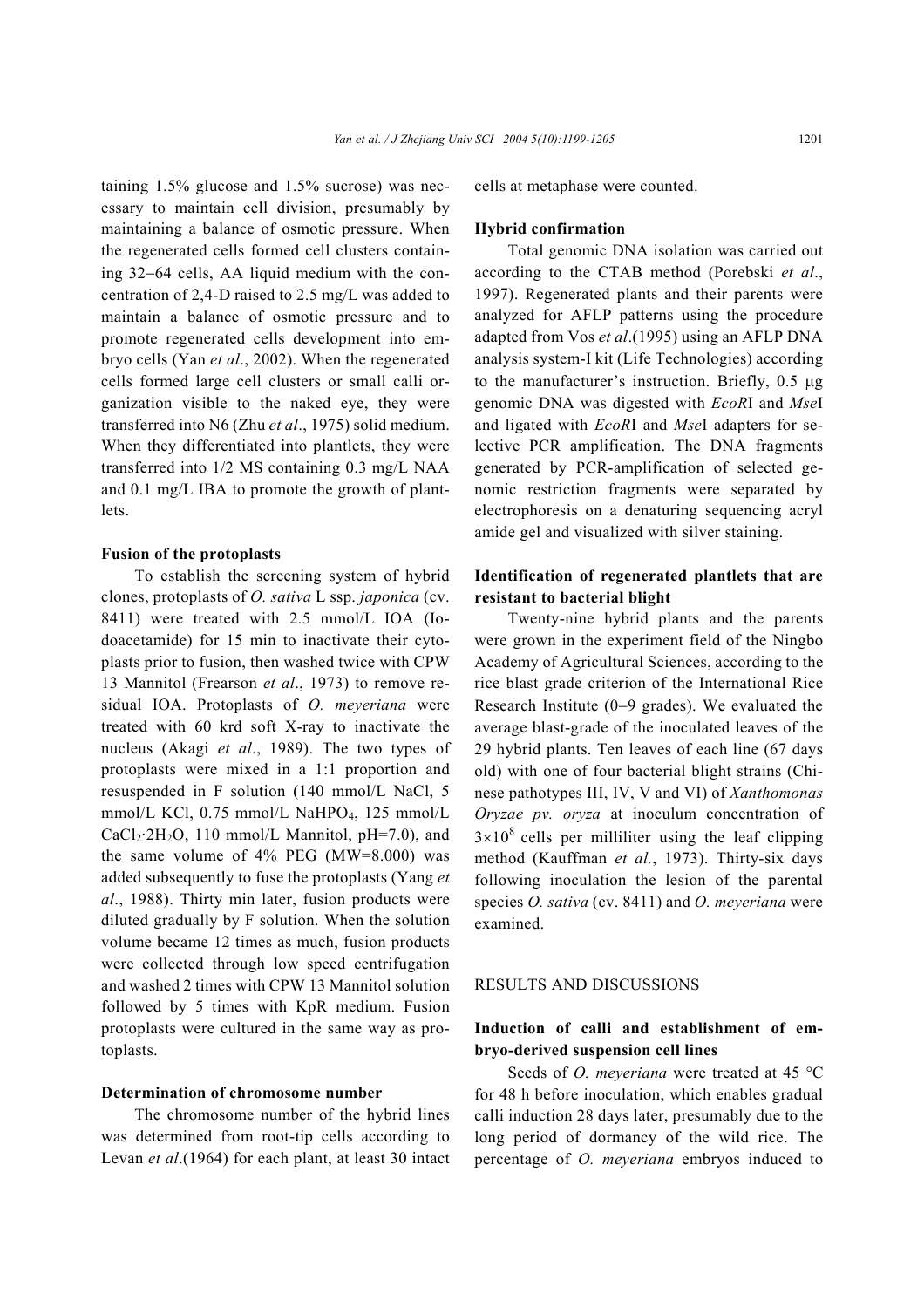taining 1.5% glucose and 1.5% sucrose) was necessary to maintain cell division, presumably by maintaining a balance of osmotic pressure. When the regenerated cells formed cell clusters containing 32−64 cells, AA liquid medium with the concentration of 2,4-D raised to 2.5 mg/L was added to maintain a balance of osmotic pressure and to promote regenerated cells development into embryo cells (Yan *et al*., 2002). When the regenerated cells formed large cell clusters or small calli organization visible to the naked eye, they were transferred into N6 (Zhu *et al*., 1975) solid medium. When they differentiated into plantlets, they were transferred into 1/2 MS containing 0.3 mg/L NAA and 0.1 mg/L IBA to promote the growth of plantlets.

#### Fusion of the protoplasts

To establish the screening system of hybrid clones, protoplasts of *O. sativa* L ssp. *japonica* (cv. 8411) were treated with 2.5 mmol/L IOA (Iodoacetamide) for 15 min to inactivate their cytoplasts prior to fusion, then washed twice with CPW 13 Mannitol (Frearson *et al*., 1973) to remove residual IOA. Protoplasts of *O. meyeriana* were treated with 60 krd soft X-ray to inactivate the nucleus (Akagi *et al*., 1989). The two types of protoplasts were mixed in a 1:1 proportion and resuspended in F solution (140 mmol/L NaCl, 5 mmol/L KCl, 0.75 mmol/L $NaHPO_4$, 125 mmol/L $CaCl_2{\cdot}2H_2O$, 110 mmol/L Mannitol, pH=7.0), and the same volume of 4% PEG (MW=8.000) was added subsequently to fuse the protoplasts (Yang *et al*., 1988). Thirty min later, fusion products were diluted gradually by F solution. When the solution volume became 12 times as much, fusion products were collected through low speed centrifugation and washed 2 times with CPW 13 Mannitol solution followed by 5 times with KpR medium. Fusion protoplasts were cultured in the same way as protoplasts.

#### Determination of chromosome number

The chromosome number of the hybrid lines was determined from root-tip cells according to Levan *et al*.(1964) for each plant, at least 30 intact cells at metaphase were counted.

#### Hybrid confirmation

Total genomic DNA isolation was carried out according to the CTAB method (Porebski *et al*., 1997). Regenerated plants and their parents were analyzed for AFLP patterns using the procedure adapted from Vos *et al*.(1995) using an AFLP DNA analysis system-I kit (Life Technologies) according to the manufacturer's instruction. Briefly, 0.5 μg genomic DNA was digested with *Eco*RI and *Mse*I and ligated with *Eco*RI and *Mse*I adapters for selective PCR amplification. The DNA fragments generated by PCR-amplification of selected genomic restriction fragments were separated by electrophoresis on a denaturing sequencing acryl amide gel and visualized with silver staining.

#### Identification of regenerated plantlets that are resistant to bacterial blight

Twenty-nine hybrid plants and the parents were grown in the experiment field of the Ningbo Academy of Agricultural Sciences, according to the rice blast grade criterion of the International Rice Research Institute (0−9 grades). We evaluated the average blast-grade of the inoculated leaves of the 29 hybrid plants. Ten leaves of each line (67 days old) with one of four bacterial blight strains (Chinese pathotypes III, IV, V and VI) of *Xanthomonas Oryzae pv. oryza* at inoculum concentration of $3{\times}10^8$ cells per milliliter using the leaf clipping method (Kauffman *et al.*, 1973). Thirty-six days following inoculation the lesion of the parental species *O. sativa* (cv. 8411) and *O. meyeriana* were examined.

## RESULTS AND DISCUSSIONS

#### Induction of calli and establishment of embryo-derived suspension cell lines

Seeds of *O. meyeriana* were treated at 45 °C for 48 h before inoculation, which enables gradual calli induction 28 days later, presumably due to the long period of dormancy of the wild rice. The percentage of *O. meyeriana* embryos induced to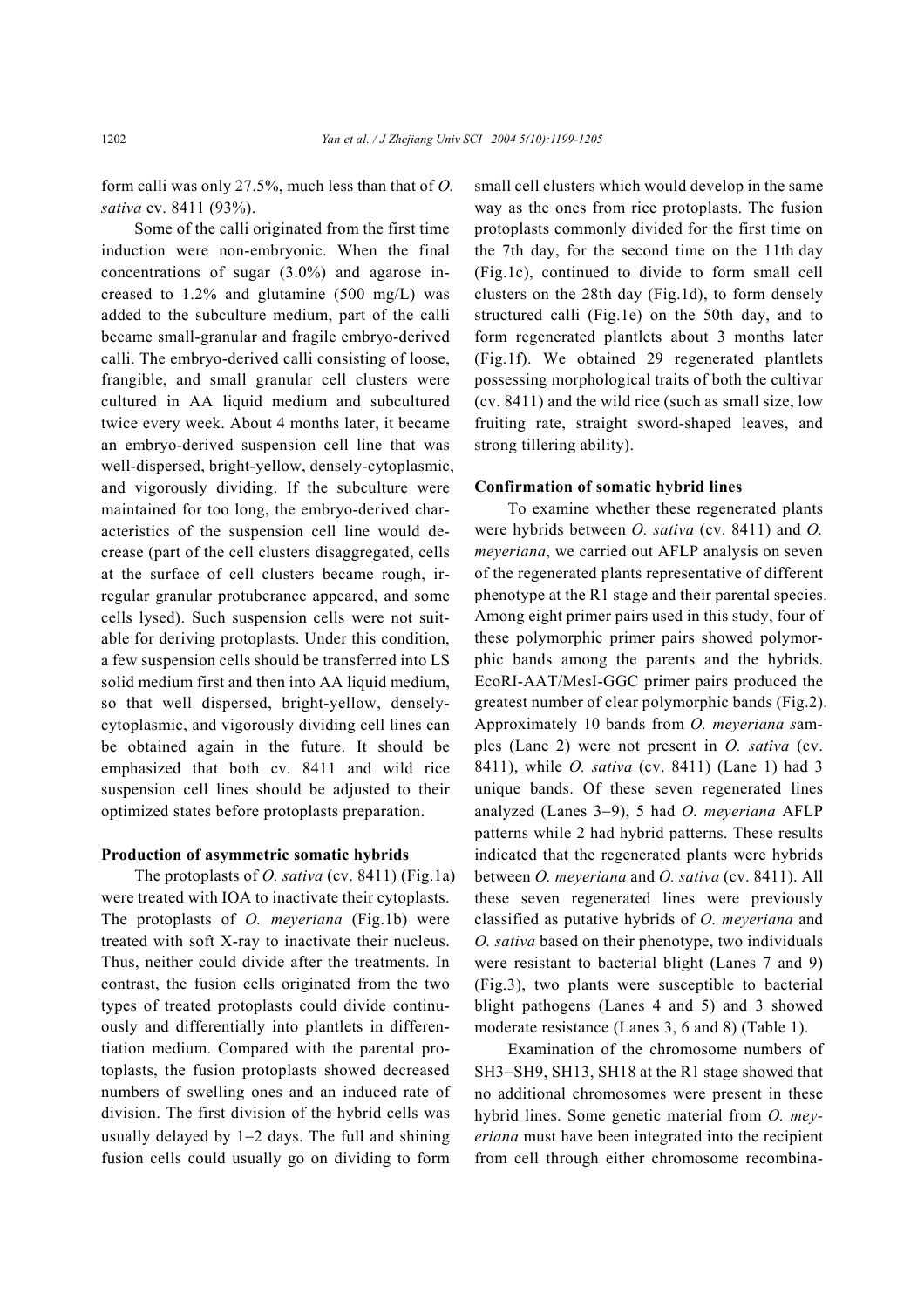form calli was only 27.5%, much less than that of *O. sativa* cv. 8411 (93%).

Some of the calli originated from the first time induction were non-embryonic. When the final concentrations of sugar (3.0%) and agarose increased to 1.2% and glutamine (500 mg/L) was added to the subculture medium, part of the calli became small-granular and fragile embryo-derived calli. The embryo-derived calli consisting of loose, frangible, and small granular cell clusters were cultured in AA liquid medium and subcultured twice every week. About 4 months later, it became an embryo-derived suspension cell line that was well-dispersed, bright-yellow, densely-cytoplasmic, and vigorously dividing. If the subculture were maintained for too long, the embryo-derived characteristics of the suspension cell line would decrease (part of the cell clusters disaggregated, cells at the surface of cell clusters became rough, irregular granular protuberance appeared, and some cells lysed). Such suspension cells were not suitable for deriving protoplasts. Under this condition, a few suspension cells should be transferred into LS solid medium first and then into AA liquid medium, so that well dispersed, bright-yellow, densely-cytoplasmic, and vigorously dividing cell lines can be obtained again in the future. It should be emphasized that both cv. 8411 and wild rice suspension cell lines should be adjusted to their optimized states before protoplasts preparation.

### Production of asymmetric somatic hybrids

The protoplasts of *O. sativa* (cv. 8411) (Fig.1a) were treated with IOA to inactivate their cytoplasts. The protoplasts of *O. meyeriana* (Fig.1b) were treated with soft X-ray to inactivate their nucleus. Thus, neither could divide after the treatments. In contrast, the fusion cells originated from the two types of treated protoplasts could divide continuously and differentially into plantlets in differentiation medium. Compared with the parental protoplasts, the fusion protoplasts showed decreased numbers of swelling ones and an induced rate of division. The first division of the hybrid cells was usually delayed by 1−2 days. The full and shining fusion cells could usually go on dividing to form small cell clusters which would develop in the same way as the ones from rice protoplasts. The fusion protoplasts commonly divided for the first time on the 7th day, for the second time on the 11th day (Fig.1c), continued to divide to form small cell clusters on the 28th day (Fig.1d), to form densely structured calli (Fig.1e) on the 50th day, and to form regenerated plantlets about 3 months later (Fig.1f). We obtained 29 regenerated plantlets possessing morphological traits of both the cultivar (cv. 8411) and the wild rice (such as small size, low fruiting rate, straight sword-shaped leaves, and strong tillering ability).

### Confirmation of somatic hybrid lines

To examine whether these regenerated plants were hybrids between *O. sativa* (cv. 8411) and *O. meyeriana*, we carried out AFLP analysis on seven of the regenerated plants representative of different phenotype at the R1 stage and their parental species. Among eight primer pairs used in this study, four of these polymorphic primer pairs showed polymorphic bands among the parents and the hybrids. EcoRI-AAT/MesI-GGC primer pairs produced the greatest number of clear polymorphic bands (Fig.2). Approximately 10 bands from *O. meyeriana* samples (Lane 2) were not present in *O. sativa* (cv. 8411), while *O. sativa* (cv. 8411) (Lane 1) had 3 unique bands. Of these seven regenerated lines analyzed (Lanes 3−9), 5 had *O. meyeriana* AFLP patterns while 2 had hybrid patterns. These results indicated that the regenerated plants were hybrids between *O. meyeriana* and *O. sativa* (cv. 8411). All these seven regenerated lines were previously classified as putative hybrids of *O. meyeriana* and *O. sativa* based on their phenotype, two individuals were resistant to bacterial blight (Lanes 7 and 9) (Fig.3), two plants were susceptible to bacterial blight pathogens (Lanes 4 and 5) and 3 showed moderate resistance (Lanes 3, 6 and 8) (Table 1).

Examination of the chromosome numbers of SH3−SH9, SH13, SH18 at the R1 stage showed that no additional chromosomes were present in these hybrid lines. Some genetic material from *O. meyeriana* must have been integrated into the recipient from cell through either chromosome recombina-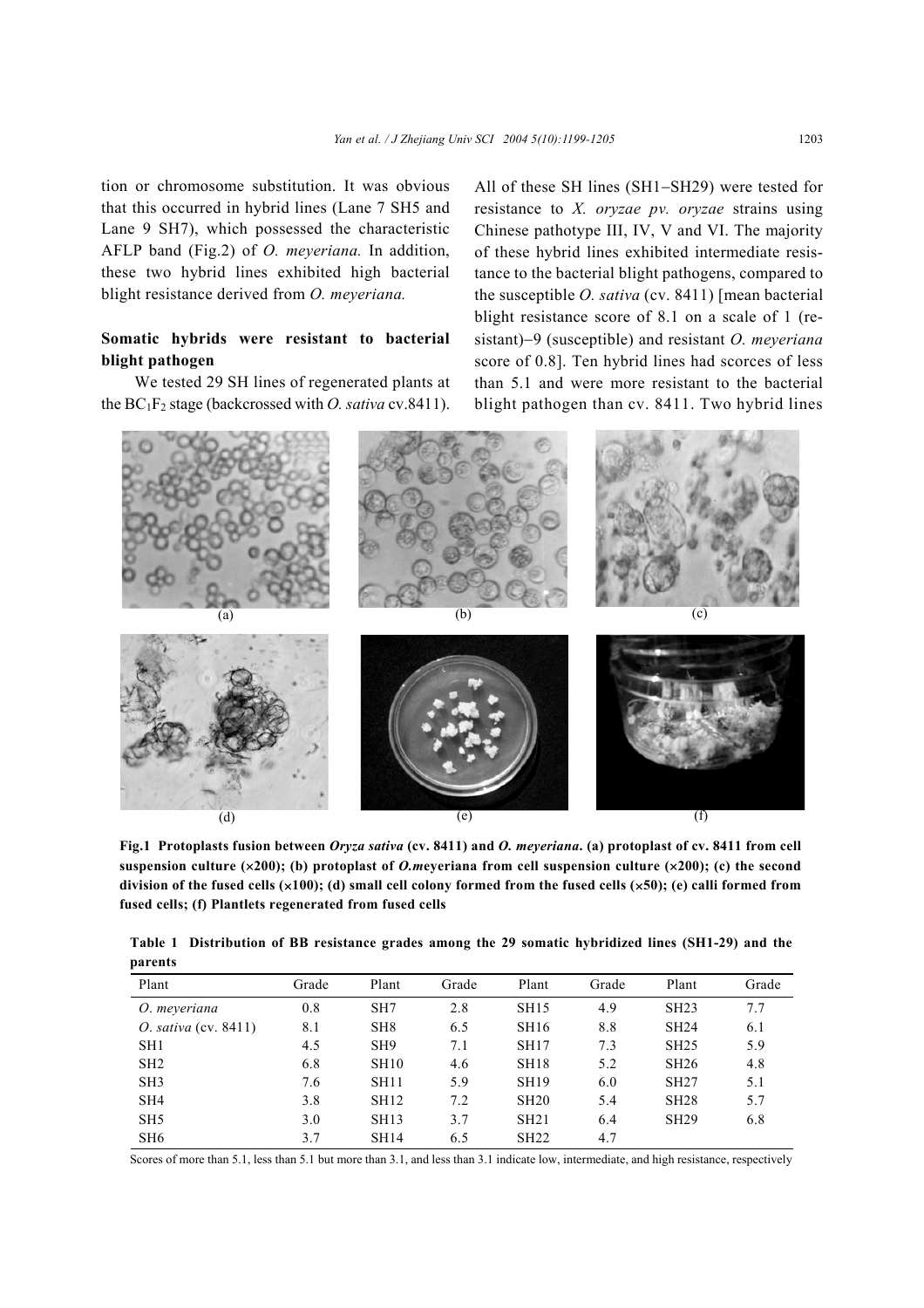tion or chromosome substitution. It was obvious that this occurred in hybrid lines (Lane 7 SH5 and Lane 9 SH7), which possessed the characteristic AFLP band (Fig.2) of *O. meyeriana.* In addition, these two hybrid lines exhibited high bacterial blight resistance derived from *O. meyeriana.*

### Somatic hybrids were resistant to bacterial blight pathogen

We tested 29 SH lines of regenerated plants at the $BC_1F_2$ stage (backcrossed with *O. sativa* cv.8411). All of these SH lines (SH1−SH29) were tested for resistance to *X. oryzae pv. oryzae* strains using Chinese pathotype III, IV, V and VI. The majority of these hybrid lines exhibited intermediate resistance to the bacterial blight pathogens, compared to the susceptible *O. sativa* (cv. 8411) [mean bacterial blight resistance score of 8.1 on a scale of 1 (resistant)−9 (susceptible) and resistant *O. meyeriana* score of 0.8]. Ten hybrid lines had scorces of less than 5.1 and were more resistant to the bacterial blight pathogen than cv. 8411. Two hybrid lines

**Fig.1 Protoplasts fusion between *Oryza sativa* (cv. 8411) and *O. meyeriana*. (a) protoplast of cv. 8411 from cell suspension culture (×200); (b) protoplast of *O.meyeriana* from cell suspension culture (×200); (c) the second division of the fused cells (×100); (d) small cell colony formed from the fused cells (×50); (e) calli formed from fused cells; (f) Plantlets regenerated from fused cells**

**Table 1 Distribution of BB resistance grades among the 29 somatic hybridized lines (SH1-29) and the parents**

| Plant | Grade | Plant | Grade | Plant | Grade | Plant | Grade |
|---|---|---|---|---|---|---|---|
| *O. meyeriana* | 0.8 | SH7 | 2.8 | SH15 | 4.9 | SH23 | 7.7 |
| *O. sativa* (cv. 8411) | 8.1 | SH8 | 6.5 | SH16 | 8.8 | SH24 | 6.1 |
| SH1 | 4.5 | SH9 | 7.1 | SH17 | 7.3 | SH25 | 5.9 |
| SH2 | 6.8 | SH10 | 4.6 | SH18 | 5.2 | SH26 | 4.8 |
| SH3 | 7.6 | SH11 | 5.9 | SH19 | 6.0 | SH27 | 5.1 |
| SH4 | 3.8 | SH12 | 7.2 | SH20 | 5.4 | SH28 | 5.7 |
| SH5 | 3.0 | SH13 | 3.7 | SH21 | 6.4 | SH29 | 6.8 |
| SH6 | 3.7 | SH14 | 6.5 | SH22 | 4.7 | | |

Scores of more than 5.1, less than 5.1 but more than 3.1, and less than 3.1 indicate low, intermediate, and high resistance, respectively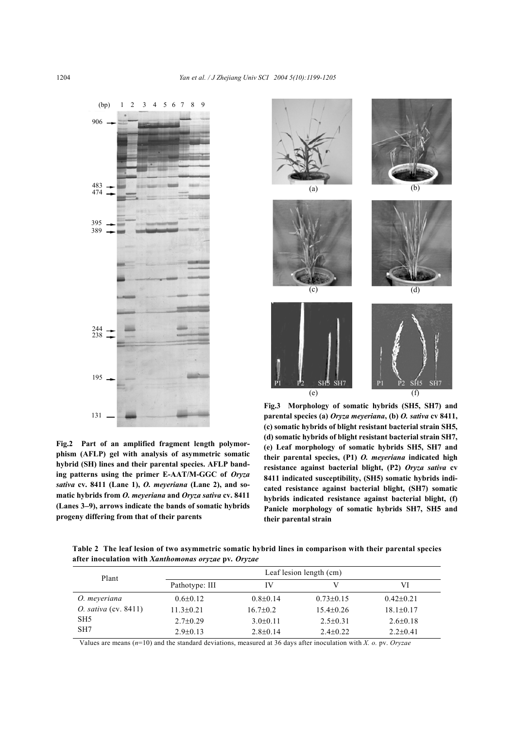Fig.2 Part of an amplified fragment length polymorphism (AFLP) gel with analysis of asymmetric somatic hybrid (SH) lines and their parental species. AFLP banding patterns using the primer E-AAT/M-GGC of *Oryza sativa* cv. 8411 (Lane 1), *O. meyeriana* (Lane 2), and somatic hybrids from *O. meyeriana* and *Oryza sativa* cv. 8411 (Lanes 3–9), arrows indicate the bands of somatic hybrids progeny differing from that of their parents

Fig.3 Morphology of somatic hybrids (SH5, SH7) and parental species (a) *Oryza meyeriana*, (b) *O. sativa* cv 8411, (c) somatic hybrids of blight resistant bacterial strain SH5, (d) somatic hybrids of blight resistant bacterial strain SH7, (e) Leaf morphology of somatic hybrids SH5, SH7 and their parental species, (P1) *O. meyeriana* indicated high resistance against bacterial blight, (P2) *Oryza sativa* cv 8411 indicated susceptibility, (SH5) somatic hybrids indicated resistance against bacterial blight, (SH7) somatic hybrids indicated resistance against bacterial blight, (f) Panicle morphology of somatic hybrids SH7, SH5 and their parental strain

**Table 2 The leaf lesion of two asymmetric somatic hybrid lines in comparison with their parental species after inoculation with *Xanthomonas oryzae* pv. *Oryzae***

| Plant | Leaf lesion length (cm) | | | |
|---|---|---|---|---|
| | Pathotype: III | IV | V | VI |
| *O. meyeriana* | 0.6±0.12 | 0.8±0.14 | 0.73±0.15 | 0.42±0.21 |
| *O. sativa* (cv. 8411) | 11.3±0.21 | 16.7±0.2 | 15.4±0.26 | 18.1±0.17 |
| SH5 | 2.7±0.29 | 3.0±0.11 | 2.5±0.31 | 2.6±0.18 |
| SH7 | 2.9±0.13 | 2.8±0.14 | 2.4±0.22 | 2.2±0.41 |

Values are means ($n$=10) and the standard deviations, measured at 36 days after inoculation with *X. o.* pv. *Oryzae*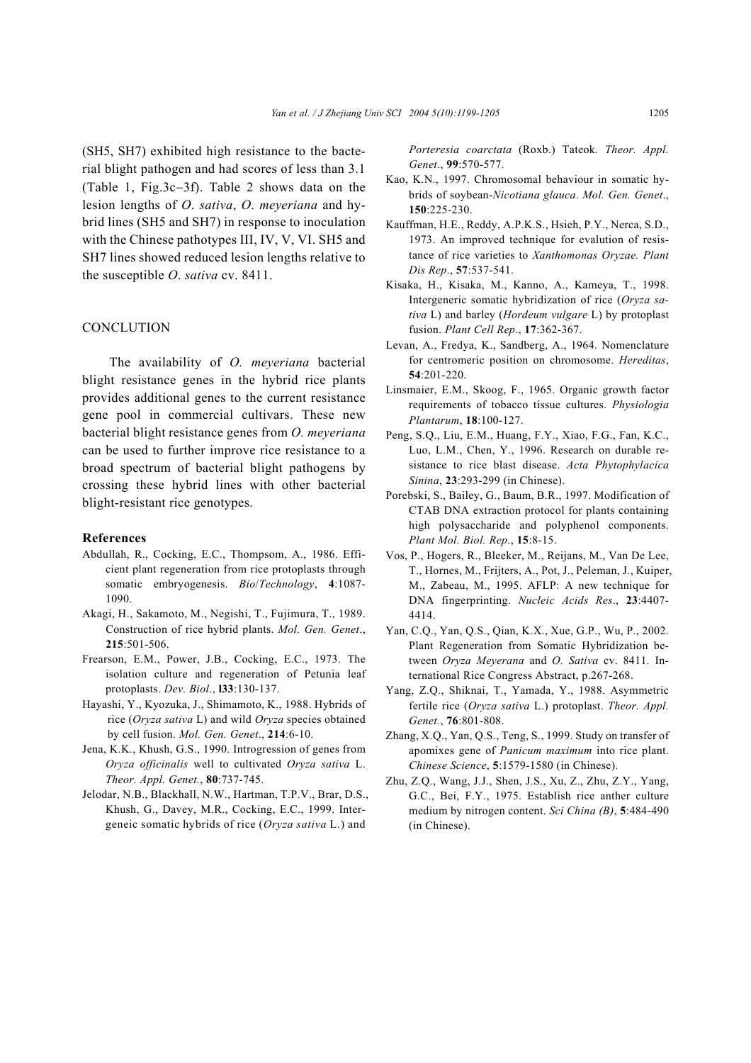(SH5, SH7) exhibited high resistance to the bacterial blight pathogen and had scores of less than 3.1 (Table 1, Fig.3c–3f). Table 2 shows data on the lesion lengths of *O. sativa*, *O. meyeriana* and hybrid lines (SH5 and SH7) in response to inoculation with the Chinese pathotypes III, IV, V, VI. SH5 and SH7 lines showed reduced lesion lengths relative to the susceptible *O. sativa* cv. 8411.

## CONCLUTION

The availability of *O. meyeriana* bacterial blight resistance genes in the hybrid rice plants provides additional genes to the current resistance gene pool in commercial cultivars. These new bacterial blight resistance genes from *O. meyeriana* can be used to further improve rice resistance to a broad spectrum of bacterial blight pathogens by crossing these hybrid lines with other bacterial blight-resistant rice genotypes.

### References

Abdullah, R., Cocking, E.C., Thompsom, A., 1986. Efficient plant regeneration from rice protoplasts through somatic embryogenesis. *Bio/Technology*, **4**:1087-1090.

Akagi, H., Sakamoto, M., Negishi, T., Fujimura, T., 1989. Construction of rice hybrid plants. *Mol. Gen. Genet*., **215**:501-506.

Frearson, E.M., Power, J.B., Cocking, E.C., 1973. The isolation culture and regeneration of Petunia leaf protoplasts. *Dev. Biol*., **l33**:130-137.

Hayashi, Y., Kyozuka, J., Shimamoto, K., 1988. Hybrids of rice (*Oryza sativa* L) and wild *Oryza* species obtained by cell fusion. *Mol. Gen. Genet*., **214**:6-10.

Jena, K.K., Khush, G.S., 1990. Introgression of genes from *Oryza officinalis* well to cultivated *Oryza sativa* L. *Theor. Appl. Genet.*, **80**:737-745.

Jelodar, N.B., Blackhall, N.W., Hartman, T.P.V., Brar, D.S., Khush, G., Davey, M.R., Cocking, E.C., 1999. Intergeneic somatic hybrids of rice (*Oryza sativa* L.) and *Porteresia coarctata* (Roxb.) Tateok. *Theor. Appl. Genet*., **99**:570-577.

Kao, K.N., 1997. Chromosomal behaviour in somatic hybrids of soybean-*Nicotiana glauca*. *Mol. Gen. Genet*., **150**:225-230.

Kauffman, H.E., Reddy, A.P.K.S., Hsieh, P.Y., Nerca, S.D., 1973. An improved technique for evalution of resistance of rice varieties to *Xanthomonas Oryzae. Plant Dis Rep*., **57**:537-541.

Kisaka, H., Kisaka, M., Kanno, A., Kameya, T., 1998. Intergeneric somatic hybridization of rice (*Oryza sativa* L) and barley (*Hordeum vulgare* L) by protoplast fusion. *Plant Cell Rep*., **17**:362-367.

Levan, A., Fredya, K., Sandberg, A., 1964. Nomenclature for centromeric position on chromosome. *Hereditas*, **54**:201-220.

Linsmaier, E.M., Skoog, F., 1965. Organic growth factor requirements of tobacco tissue cultures. *Physiologia Plantarum*, **18**:100-127.

Peng, S.Q., Liu, E.M., Huang, F.Y., Xiao, F.G., Fan, K.C., Luo, L.M., Chen, Y., 1996. Research on durable resistance to rice blast disease. *Acta Phytophylacica Sinina*, **23**:293-299 (in Chinese).

Porebski, S., Bailey, G., Baum, B.R., 1997. Modification of CTAB DNA extraction protocol for plants containing high polysaccharide and polyphenol components. *Plant Mol. Biol. Rep*., **15**:8-15.

Vos, P., Hogers, R., Bleeker, M., Reijans, M., Van De Lee, T., Hornes, M., Frijters, A., Pot, J., Peleman, J., Kuiper, M., Zabeau, M., 1995. AFLP: A new technique for DNA fingerprinting. *Nucleic Acids Res*., **23**:4407-4414.

Yan, C.Q., Yan, Q.S., Qian, K.X., Xue, G.P., Wu, P., 2002. Plant Regeneration from Somatic Hybridization between *Oryza Meyerana* and *O. Sativa* cv. 8411. International Rice Congress Abstract, p.267-268.

Yang, Z.Q., Shiknai, T., Yamada, Y., 1988. Asymmetric fertile rice (*Oryza sativa* L.) protoplast. *Theor. Appl. Genet.*, **76**:801-808.

Zhang, X.Q., Yan, Q.S., Teng, S., 1999. Study on transfer of apomixes gene of *Panicum maximum* into rice plant. *Chinese Science*, **5**:1579-1580 (in Chinese).

Zhu, Z.Q., Wang, J.J., Shen, J.S., Xu, Z., Zhu, Z.Y., Yang, G.C., Bei, F.Y., 1975. Establish rice anther culture medium by nitrogen content. *Sci China (B)*, **5**:484-490 (in Chinese).